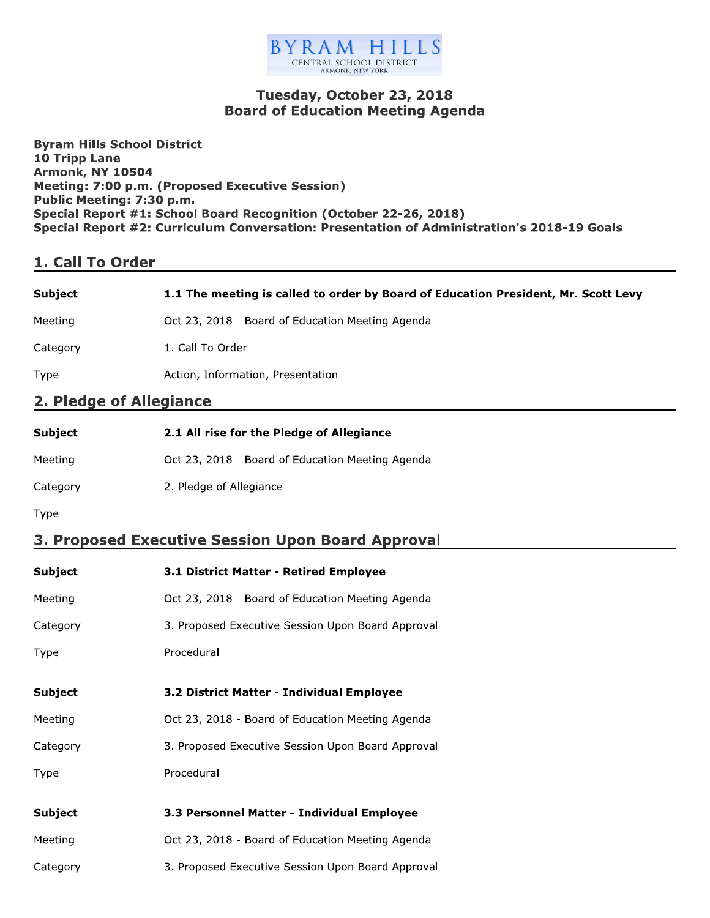BYRAM HILLS
CENTRAL SCHOOL DISTRICT
ARMONK, NEW YORK

# Tuesday, October 23, 2018
# Board of Education Meeting Agenda

**Byram Hills School District**
**10 Tripp Lane**
**Armonk, NY 10504**
**Meeting: 7:00 p.m. (Proposed Executive Session)**
**Public Meeting: 7:30 p.m.**
**Special Report #1: School Board Recognition (October 22-26, 2018)**
**Special Report #2: Curriculum Conversation: Presentation of Administration's 2018-19 Goals**

## 1. Call To Order

| | |
|---|---|
| **Subject** | **1.1 The meeting is called to order by Board of Education President, Mr. Scott Levy** |
| Meeting | Oct 23, 2018 - Board of Education Meeting Agenda |
| Category | 1. Call To Order |
| Type | Action, Information, Presentation |

## 2. Pledge of Allegiance

| | |
|---|---|
| **Subject** | **2.1 All rise for the Pledge of Allegiance** |
| Meeting | Oct 23, 2018 - Board of Education Meeting Agenda |
| Category | 2. Pledge of Allegiance |
| Type | |

## 3. Proposed Executive Session Upon Board Approval

| | |
|---|---|
| **Subject** | **3.1 District Matter - Retired Employee** |
| Meeting | Oct 23, 2018 - Board of Education Meeting Agenda |
| Category | 3. Proposed Executive Session Upon Board Approval |
| Type | Procedural |

| | |
|---|---|
| **Subject** | **3.2 District Matter - Individual Employee** |
| Meeting | Oct 23, 2018 - Board of Education Meeting Agenda |
| Category | 3. Proposed Executive Session Upon Board Approval |
| Type | Procedural |

| | |
|---|---|
| **Subject** | **3.3 Personnel Matter - Individual Employee** |
| Meeting | Oct 23, 2018 - Board of Education Meeting Agenda |
| Category | 3. Proposed Executive Session Upon Board Approval |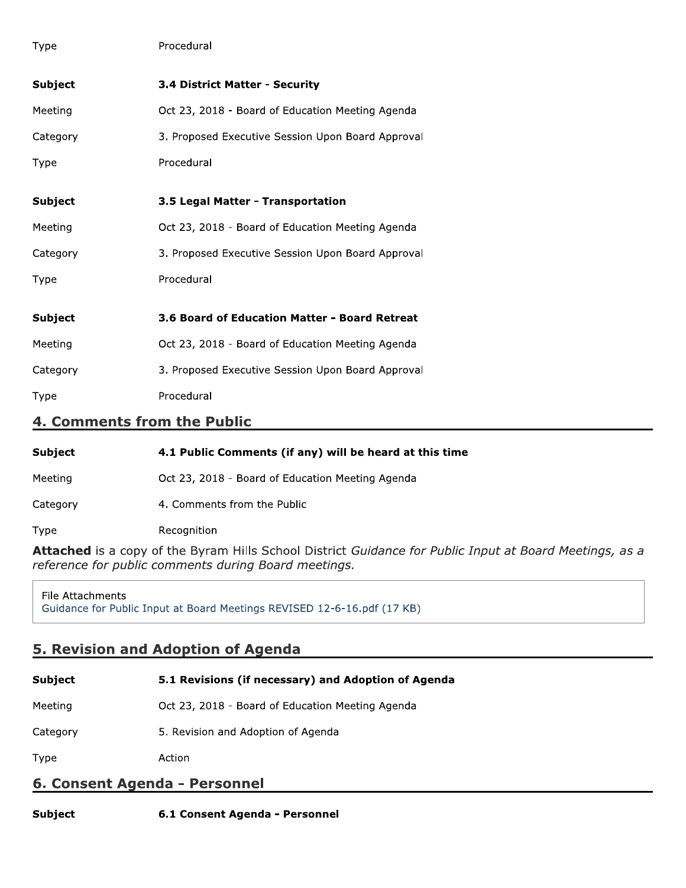Type Procedural

**Subject** **3.4 District Matter - Security**

Meeting Oct 23, 2018 - Board of Education Meeting Agenda

Category 3. Proposed Executive Session Upon Board Approval

Type Procedural

**Subject** **3.5 Legal Matter - Transportation**

Meeting Oct 23, 2018 - Board of Education Meeting Agenda

Category 3. Proposed Executive Session Upon Board Approval

Type Procedural

**Subject** **3.6 Board of Education Matter - Board Retreat**

Meeting Oct 23, 2018 - Board of Education Meeting Agenda

Category 3. Proposed Executive Session Upon Board Approval

Type Procedural

## 4. Comments from the Public

**Subject** **4.1 Public Comments (if any) will be heard at this time**

Meeting Oct 23, 2018 - Board of Education Meeting Agenda

Category 4. Comments from the Public

Type Recognition

**Attached** is a copy of the Byram Hills School District *Guidance for Public Input at Board Meetings, as a reference for public comments during Board meetings.*

File Attachments
Guidance for Public Input at Board Meetings REVISED 12-6-16.pdf (17 KB)

## 5. Revision and Adoption of Agenda

**Subject** **5.1 Revisions (if necessary) and Adoption of Agenda**

Meeting Oct 23, 2018 - Board of Education Meeting Agenda

Category 5. Revision and Adoption of Agenda

Type Action

## 6. Consent Agenda - Personnel

**Subject** **6.1 Consent Agenda - Personnel**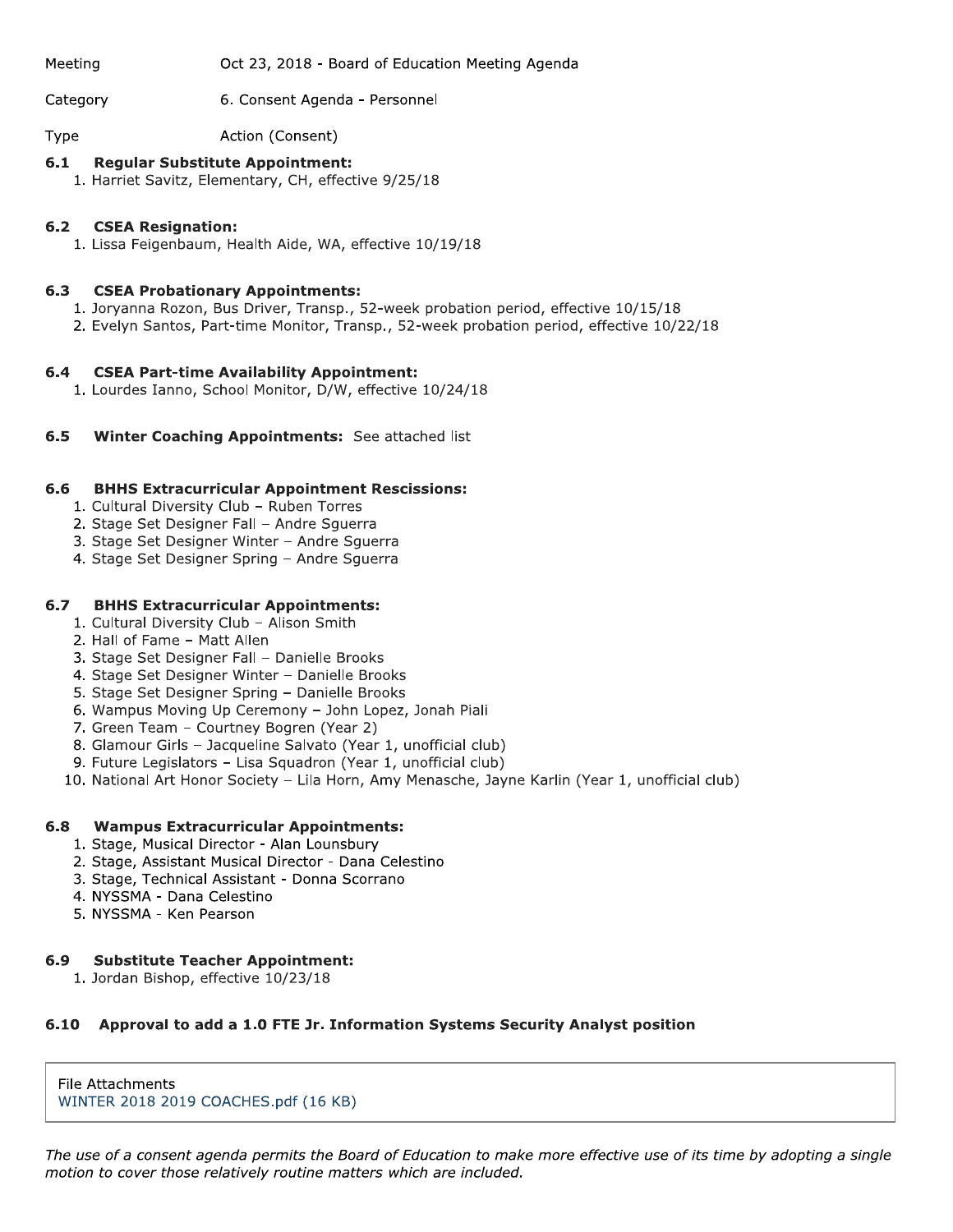Meeting Oct 23, 2018 - Board of Education Meeting Agenda

Category 6. Consent Agenda - Personnel

Type Action (Consent)

**6.1 Regular Substitute Appointment:**

1. Harriet Savitz, Elementary, CH, effective 9/25/18

**6.2 CSEA Resignation:**

1. Lissa Feigenbaum, Health Aide, WA, effective 10/19/18

**6.3 CSEA Probationary Appointments:**

1. Joryanna Rozon, Bus Driver, Transp., 52-week probation period, effective 10/15/18
2. Evelyn Santos, Part-time Monitor, Transp., 52-week probation period, effective 10/22/18

**6.4 CSEA Part-time Availability Appointment:**

1. Lourdes Ianno, School Monitor, D/W, effective 10/24/18

**6.5 Winter Coaching Appointments:** See attached list

**6.6 BHHS Extracurricular Appointment Rescissions:**

1. Cultural Diversity Club – Ruben Torres
2. Stage Set Designer Fall – Andre Sguerra
3. Stage Set Designer Winter – Andre Sguerra
4. Stage Set Designer Spring – Andre Sguerra

**6.7 BHHS Extracurricular Appointments:**

1. Cultural Diversity Club – Alison Smith
2. Hall of Fame – Matt Allen
3. Stage Set Designer Fall – Danielle Brooks
4. Stage Set Designer Winter – Danielle Brooks
5. Stage Set Designer Spring – Danielle Brooks
6. Wampus Moving Up Ceremony – John Lopez, Jonah Piali
7. Green Team – Courtney Bogren (Year 2)
8. Glamour Girls – Jacqueline Salvato (Year 1, unofficial club)
9. Future Legislators – Lisa Squadron (Year 1, unofficial club)
10. National Art Honor Society – Lila Horn, Amy Menasche, Jayne Karlin (Year 1, unofficial club)

**6.8 Wampus Extracurricular Appointments:**

1. Stage, Musical Director - Alan Lounsbury
2. Stage, Assistant Musical Director - Dana Celestino
3. Stage, Technical Assistant - Donna Scorrano
4. NYSSMA - Dana Celestino
5. NYSSMA - Ken Pearson

**6.9 Substitute Teacher Appointment:**

1. Jordan Bishop, effective 10/23/18

**6.10 Approval to add a 1.0 FTE Jr. Information Systems Security Analyst position**

File Attachments
WINTER 2018 2019 COACHES.pdf (16 KB)

*The use of a consent agenda permits the Board of Education to make more effective use of its time by adopting a single motion to cover those relatively routine matters which are included.*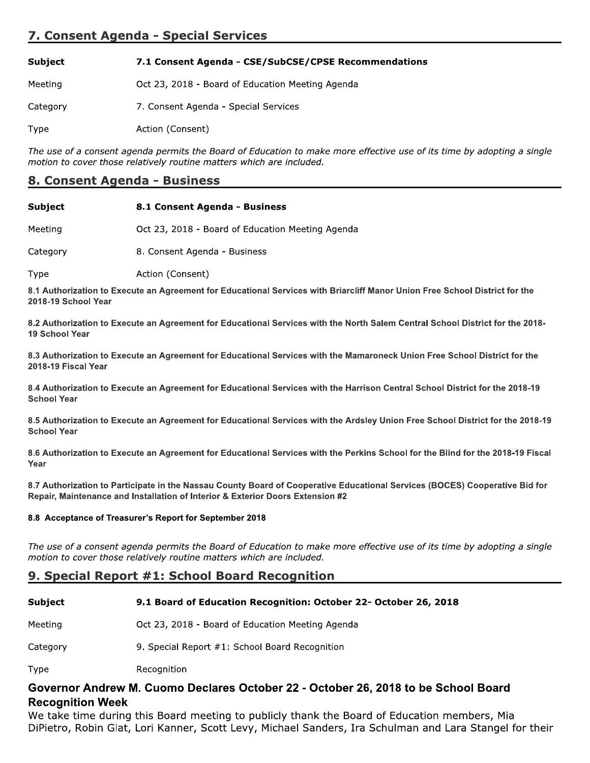## 7. Consent Agenda - Special Services

| | |
|---|---|
| **Subject** | **7.1 Consent Agenda - CSE/SubCSE/CPSE Recommendations** |
| Meeting | Oct 23, 2018 - Board of Education Meeting Agenda |
| Category | 7. Consent Agenda - Special Services |
| Type | Action (Consent) |

*The use of a consent agenda permits the Board of Education to make more effective use of its time by adopting a single motion to cover those relatively routine matters which are included.*

## 8. Consent Agenda - Business

| | |
|---|---|
| **Subject** | **8.1 Consent Agenda - Business** |
| Meeting | Oct 23, 2018 - Board of Education Meeting Agenda |
| Category | 8. Consent Agenda - Business |
| Type | Action (Consent) |

**8.1 Authorization to Execute an Agreement for Educational Services with Briarcliff Manor Union Free School District for the 2018-19 School Year**

**8.2 Authorization to Execute an Agreement for Educational Services with the North Salem Central School District for the 2018-19 School Year**

**8.3 Authorization to Execute an Agreement for Educational Services with the Mamaroneck Union Free School District for the 2018-19 Fiscal Year**

**8.4 Authorization to Execute an Agreement for Educational Services with the Harrison Central School District for the 2018-19 School Year**

**8.5 Authorization to Execute an Agreement for Educational Services with the Ardsley Union Free School District for the 2018-19 School Year**

**8.6 Authorization to Execute an Agreement for Educational Services with the Perkins School for the Blind for the 2018-19 Fiscal Year**

**8.7 Authorization to Participate in the Nassau County Board of Cooperative Educational Services (BOCES) Cooperative Bid for Repair, Maintenance and Installation of Interior & Exterior Doors Extension #2**

**8.8 Acceptance of Treasurer's Report for September 2018**

*The use of a consent agenda permits the Board of Education to make more effective use of its time by adopting a single motion to cover those relatively routine matters which are included.*

## 9. Special Report #1: School Board Recognition

| | |
|---|---|
| **Subject** | **9.1 Board of Education Recognition: October 22- October 26, 2018** |
| Meeting | Oct 23, 2018 - Board of Education Meeting Agenda |
| Category | 9. Special Report #1: School Board Recognition |
| Type | Recognition |

### Governor Andrew M. Cuomo Declares October 22 - October 26, 2018 to be School Board Recognition Week

We take time during this Board meeting to publicly thank the Board of Education members, Mia DiPietro, Robin Glat, Lori Kanner, Scott Levy, Michael Sanders, Ira Schulman and Lara Stangel for their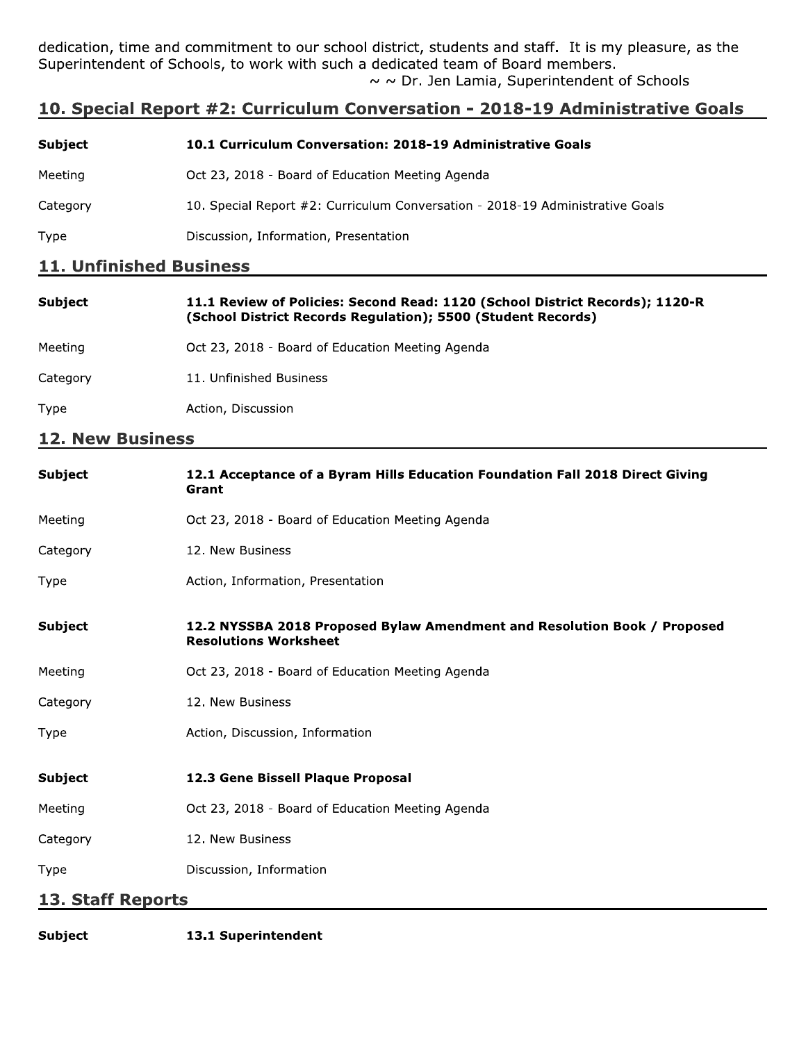dedication, time and commitment to our school district, students and staff. It is my pleasure, as the Superintendent of Schools, to work with such a dedicated team of Board members.

~ ~ Dr. Jen Lamia, Superintendent of Schools

## 10. Special Report #2: Curriculum Conversation - 2018-19 Administrative Goals

| | |
|---|---|
| **Subject** | **10.1 Curriculum Conversation: 2018-19 Administrative Goals** |
| Meeting | Oct 23, 2018 - Board of Education Meeting Agenda |
| Category | 10. Special Report #2: Curriculum Conversation - 2018-19 Administrative Goals |
| Type | Discussion, Information, Presentation |

## 11. Unfinished Business

| | |
|---|---|
| **Subject** | **11.1 Review of Policies: Second Read: 1120 (School District Records); 1120-R (School District Records Regulation); 5500 (Student Records)** |
| Meeting | Oct 23, 2018 - Board of Education Meeting Agenda |
| Category | 11. Unfinished Business |
| Type | Action, Discussion |

## 12. New Business

| | |
|---|---|
| **Subject** | **12.1 Acceptance of a Byram Hills Education Foundation Fall 2018 Direct Giving Grant** |
| Meeting | Oct 23, 2018 - Board of Education Meeting Agenda |
| Category | 12. New Business |
| Type | Action, Information, Presentation |

| | |
|---|---|
| **Subject** | **12.2 NYSSBA 2018 Proposed Bylaw Amendment and Resolution Book / Proposed Resolutions Worksheet** |
| Meeting | Oct 23, 2018 - Board of Education Meeting Agenda |
| Category | 12. New Business |
| Type | Action, Discussion, Information |

| | |
|---|---|
| **Subject** | **12.3 Gene Bissell Plaque Proposal** |
| Meeting | Oct 23, 2018 - Board of Education Meeting Agenda |
| Category | 12. New Business |
| Type | Discussion, Information |

## 13. Staff Reports

| | |
|---|---|
| **Subject** | **13.1 Superintendent** |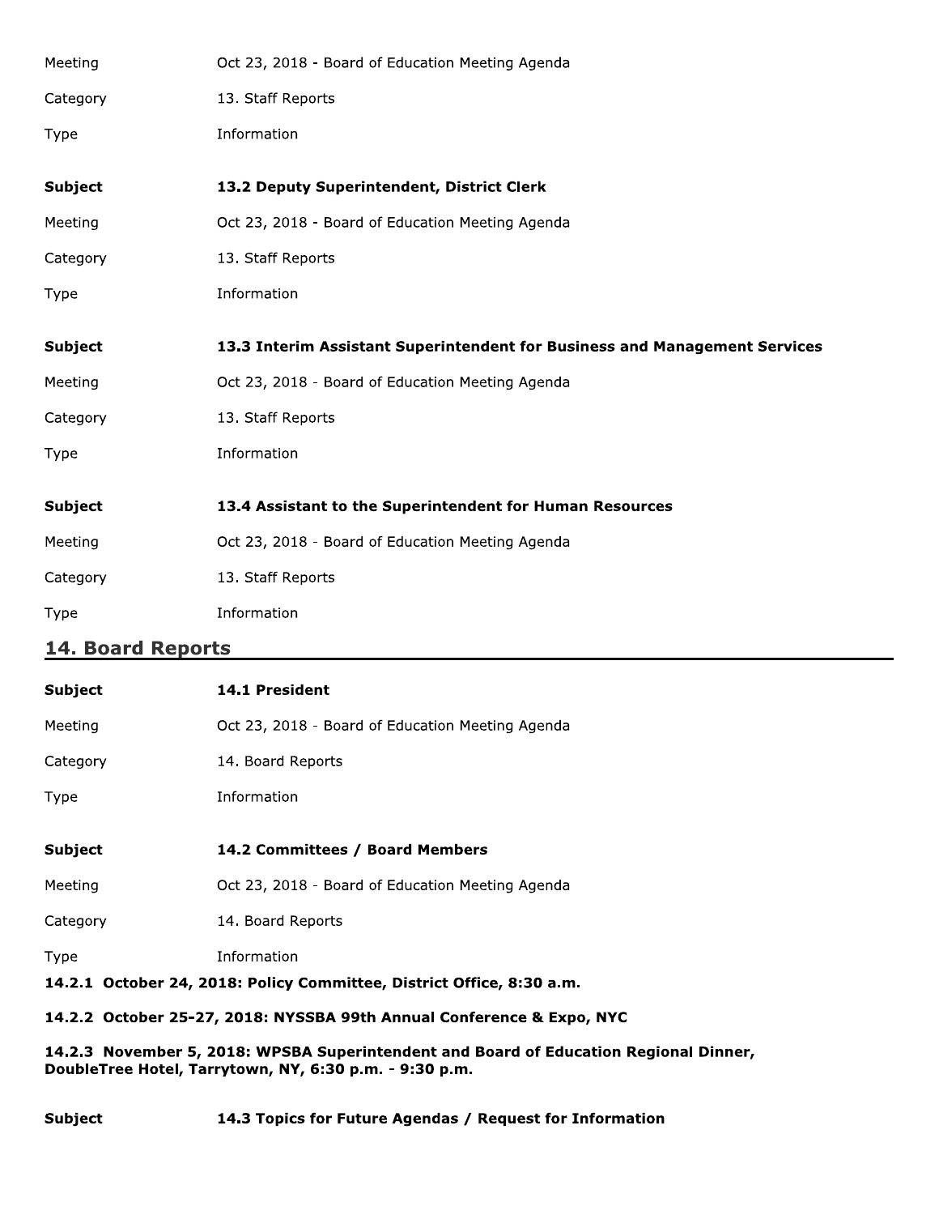| | |
|---|---|
| Meeting | Oct 23, 2018 - Board of Education Meeting Agenda |
| Category | 13. Staff Reports |
| Type | Information |

| | |
|---|---|
| **Subject** | **13.2 Deputy Superintendent, District Clerk** |
| Meeting | Oct 23, 2018 - Board of Education Meeting Agenda |
| Category | 13. Staff Reports |
| Type | Information |

| | |
|---|---|
| **Subject** | **13.3 Interim Assistant Superintendent for Business and Management Services** |
| Meeting | Oct 23, 2018 - Board of Education Meeting Agenda |
| Category | 13. Staff Reports |
| Type | Information |

| | |
|---|---|
| **Subject** | **13.4 Assistant to the Superintendent for Human Resources** |
| Meeting | Oct 23, 2018 - Board of Education Meeting Agenda |
| Category | 13. Staff Reports |
| Type | Information |

## 14. Board Reports

| | |
|---|---|
| **Subject** | **14.1 President** |
| Meeting | Oct 23, 2018 - Board of Education Meeting Agenda |
| Category | 14. Board Reports |
| Type | Information |

| | |
|---|---|
| **Subject** | **14.2 Committees / Board Members** |
| Meeting | Oct 23, 2018 - Board of Education Meeting Agenda |
| Category | 14. Board Reports |
| Type | Information |

**14.2.1 October 24, 2018: Policy Committee, District Office, 8:30 a.m.**

**14.2.2 October 25-27, 2018: NYSSBA 99th Annual Conference & Expo, NYC**

**14.2.3 November 5, 2018: WPSBA Superintendent and Board of Education Regional Dinner, DoubleTree Hotel, Tarrytown, NY, 6:30 p.m. - 9:30 p.m.**

| | |
|---|---|
| **Subject** | **14.3 Topics for Future Agendas / Request for Information** |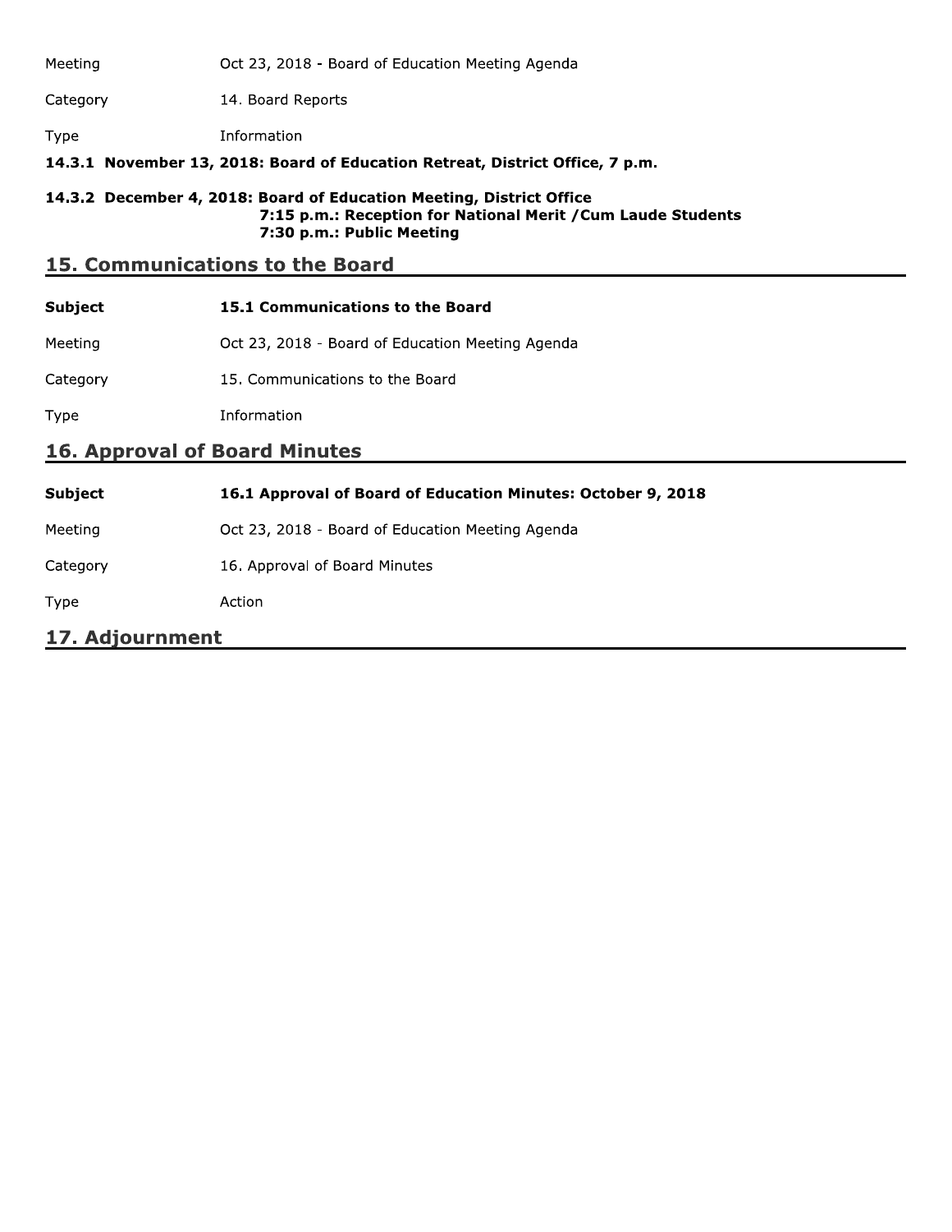Meeting Oct 23, 2018 - Board of Education Meeting Agenda

Category 14. Board Reports

Type Information

**14.3.1 November 13, 2018: Board of Education Retreat, District Office, 7 p.m.**

**14.3.2 December 4, 2018: Board of Education Meeting, District Office**
**7:15 p.m.: Reception for National Merit /Cum Laude Students**
**7:30 p.m.: Public Meeting**

## 15. Communications to the Board

**Subject** **15.1 Communications to the Board**

Meeting Oct 23, 2018 - Board of Education Meeting Agenda

Category 15. Communications to the Board

Type Information

## 16. Approval of Board Minutes

**Subject** **16.1 Approval of Board of Education Minutes: October 9, 2018**

Meeting Oct 23, 2018 - Board of Education Meeting Agenda

Category 16. Approval of Board Minutes

Type Action

## 17. Adjournment